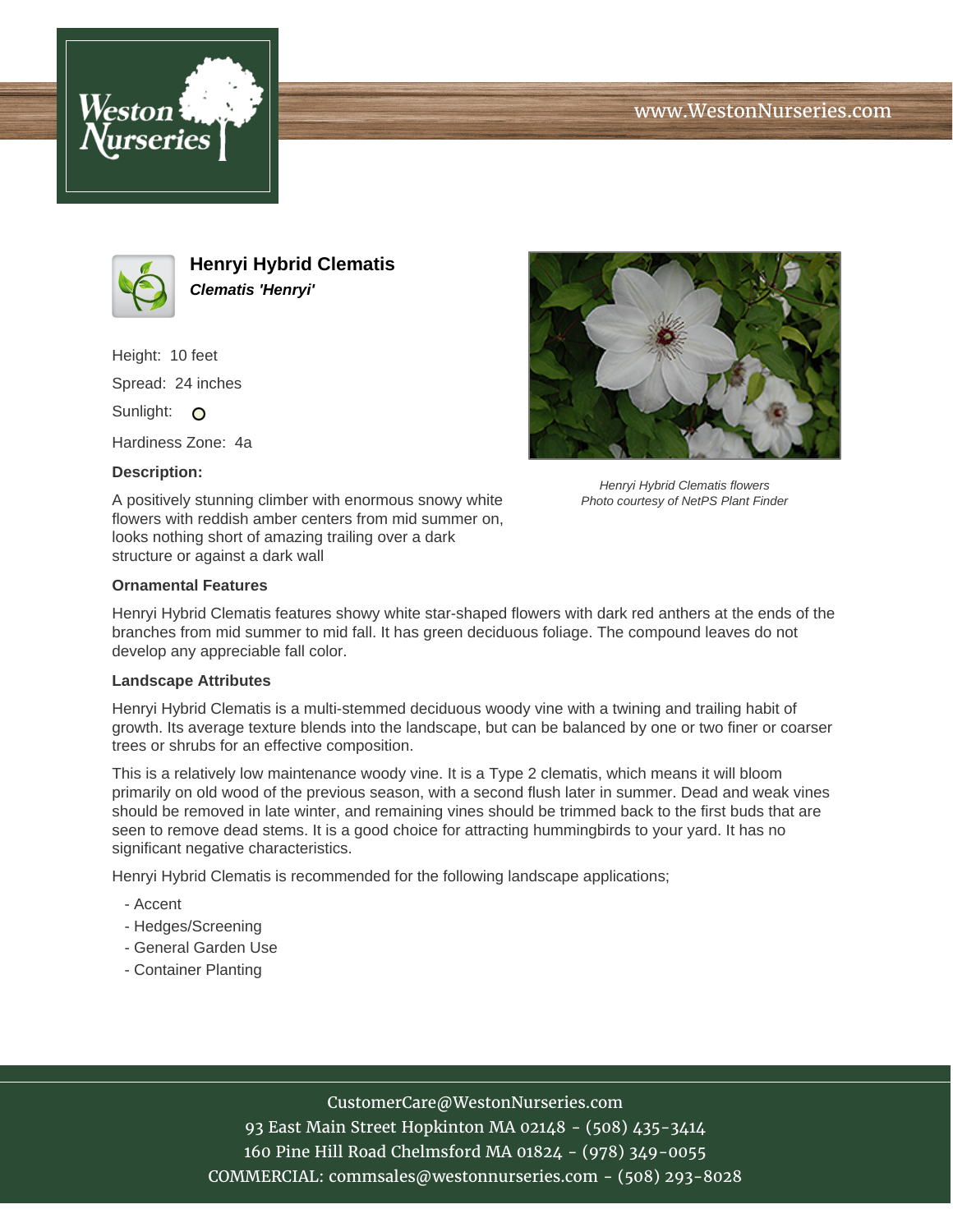www.WestonNurseries.com

# Henryi Hybrid Clematis

***Clematis 'Henryi'***

Height: 10 feet

Spread: 24 inches

Sunlight: O

Hardiness Zone: 4a

**Description:**

A positively stunning climber with enormous snowy white flowers with reddish amber centers from mid summer on, looks nothing short of amazing trailing over a dark structure or against a dark wall

*Henryi Hybrid Clematis flowers*
*Photo courtesy of NetPS Plant Finder*

**Ornamental Features**

Henryi Hybrid Clematis features showy white star-shaped flowers with dark red anthers at the ends of the branches from mid summer to mid fall. It has green deciduous foliage. The compound leaves do not develop any appreciable fall color.

**Landscape Attributes**

Henryi Hybrid Clematis is a multi-stemmed deciduous woody vine with a twining and trailing habit of growth. Its average texture blends into the landscape, but can be balanced by one or two finer or coarser trees or shrubs for an effective composition.

This is a relatively low maintenance woody vine. It is a Type 2 clematis, which means it will bloom primarily on old wood of the previous season, with a second flush later in summer. Dead and weak vines should be removed in late winter, and remaining vines should be trimmed back to the first buds that are seen to remove dead stems. It is a good choice for attracting hummingbirds to your yard. It has no significant negative characteristics.

Henryi Hybrid Clematis is recommended for the following landscape applications;

- Accent
- Hedges/Screening
- General Garden Use
- Container Planting

CustomerCare@WestonNurseries.com
93 East Main Street Hopkinton MA 02148 - (508) 435-3414
160 Pine Hill Road Chelmsford MA 01824 - (978) 349-0055
COMMERCIAL: commsales@westonnurseries.com - (508) 293-8028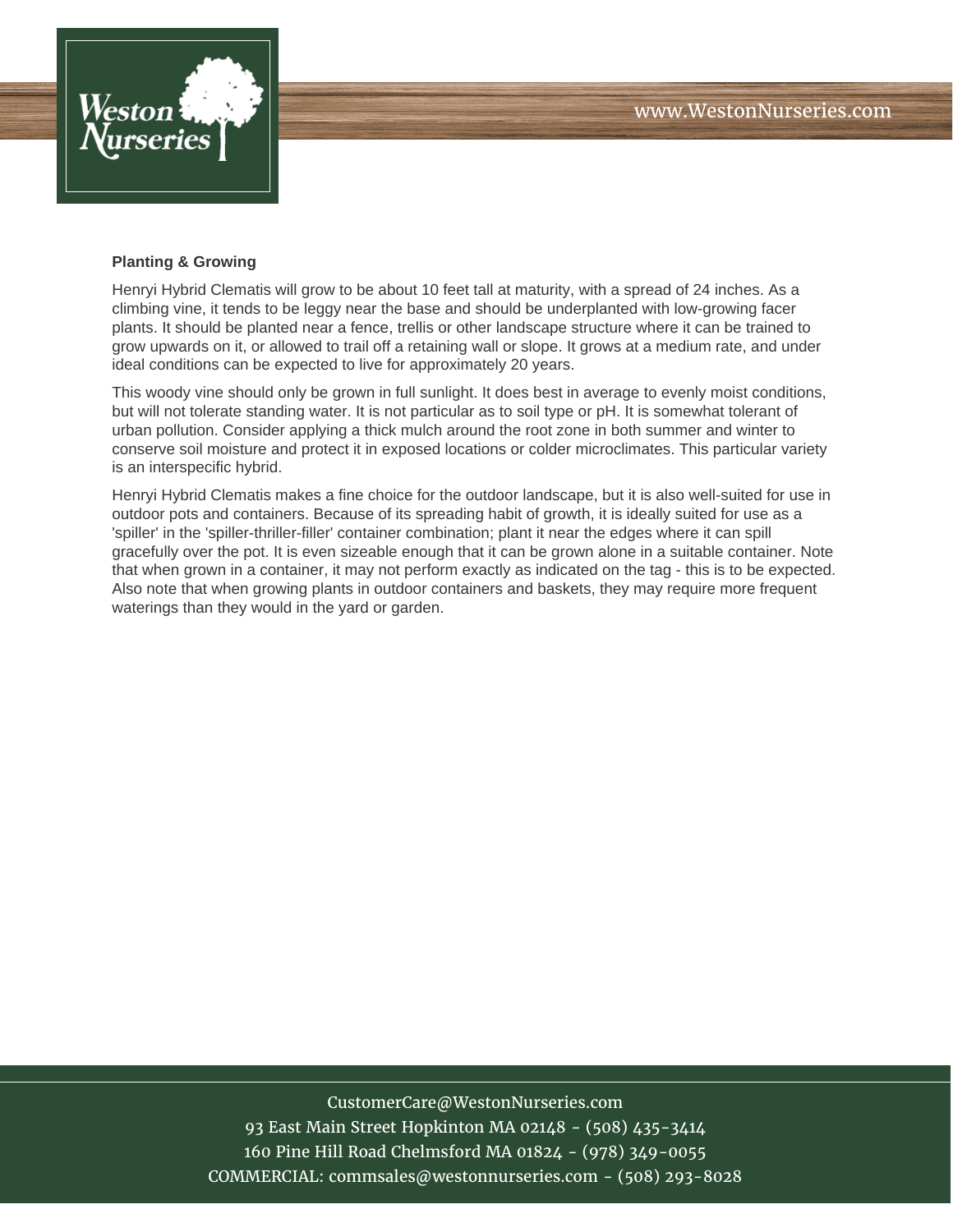**Planting & Growing**

Henryi Hybrid Clematis will grow to be about 10 feet tall at maturity, with a spread of 24 inches. As a climbing vine, it tends to be leggy near the base and should be underplanted with low-growing facer plants. It should be planted near a fence, trellis or other landscape structure where it can be trained to grow upwards on it, or allowed to trail off a retaining wall or slope. It grows at a medium rate, and under ideal conditions can be expected to live for approximately 20 years.

This woody vine should only be grown in full sunlight. It does best in average to evenly moist conditions, but will not tolerate standing water. It is not particular as to soil type or pH. It is somewhat tolerant of urban pollution. Consider applying a thick mulch around the root zone in both summer and winter to conserve soil moisture and protect it in exposed locations or colder microclimates. This particular variety is an interspecific hybrid.

Henryi Hybrid Clematis makes a fine choice for the outdoor landscape, but it is also well-suited for use in outdoor pots and containers. Because of its spreading habit of growth, it is ideally suited for use as a 'spiller' in the 'spiller-thriller-filler' container combination; plant it near the edges where it can spill gracefully over the pot. It is even sizeable enough that it can be grown alone in a suitable container. Note that when grown in a container, it may not perform exactly as indicated on the tag - this is to be expected. Also note that when growing plants in outdoor containers and baskets, they may require more frequent waterings than they would in the yard or garden.